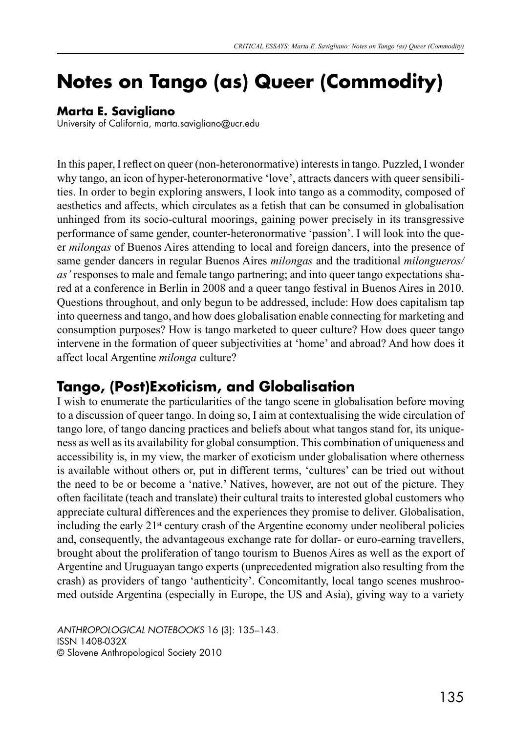# Notes on Tango (as) Queer (Commodity)

**Marta E. Savigliano**
University of California, marta.savigliano@ucr.edu

In this paper, I reflect on queer (non-heteronormative) interests in tango. Puzzled, I wonder why tango, an icon of hyper-heteronormative 'love', attracts dancers with queer sensibilities. In order to begin exploring answers, I look into tango as a commodity, composed of aesthetics and affects, which circulates as a fetish that can be consumed in globalisation unhinged from its socio-cultural moorings, gaining power precisely in its transgressive performance of same gender, counter-heteronormative 'passion'. I will look into the queer *milongas* of Buenos Aires attending to local and foreign dancers, into the presence of same gender dancers in regular Buenos Aires *milongas* and the traditional *milongueros/as'* responses to male and female tango partnering; and into queer tango expectations shared at a conference in Berlin in 2008 and a queer tango festival in Buenos Aires in 2010. Questions throughout, and only begun to be addressed, include: How does capitalism tap into queerness and tango, and how does globalisation enable connecting for marketing and consumption purposes? How is tango marketed to queer culture? How does queer tango intervene in the formation of queer subjectivities at 'home' and abroad? And how does it affect local Argentine *milonga* culture?

## Tango, (Post)Exoticism, and Globalisation

I wish to enumerate the particularities of the tango scene in globalisation before moving to a discussion of queer tango. In doing so, I aim at contextualising the wide circulation of tango lore, of tango dancing practices and beliefs about what tangos stand for, its uniqueness as well as its availability for global consumption. This combination of uniqueness and accessibility is, in my view, the marker of exoticism under globalisation where otherness is available without others or, put in different terms, 'cultures' can be tried out without the need to be or become a 'native.' Natives, however, are not out of the picture. They often facilitate (teach and translate) their cultural traits to interested global customers who appreciate cultural differences and the experiences they promise to deliver. Globalisation, including the early 21st century crash of the Argentine economy under neoliberal policies and, consequently, the advantageous exchange rate for dollar- or euro-earning travellers, brought about the proliferation of tango tourism to Buenos Aires as well as the export of Argentine and Uruguayan tango experts (unprecedented migration also resulting from the crash) as providers of tango 'authenticity'. Concomitantly, local tango scenes mushroomed outside Argentina (especially in Europe, the US and Asia), giving way to a variety

*ANTHROPOLOGICAL NOTEBOOKS* 16 (3): 135–143.
ISSN 1408-032X
© Slovene Anthropological Society 2010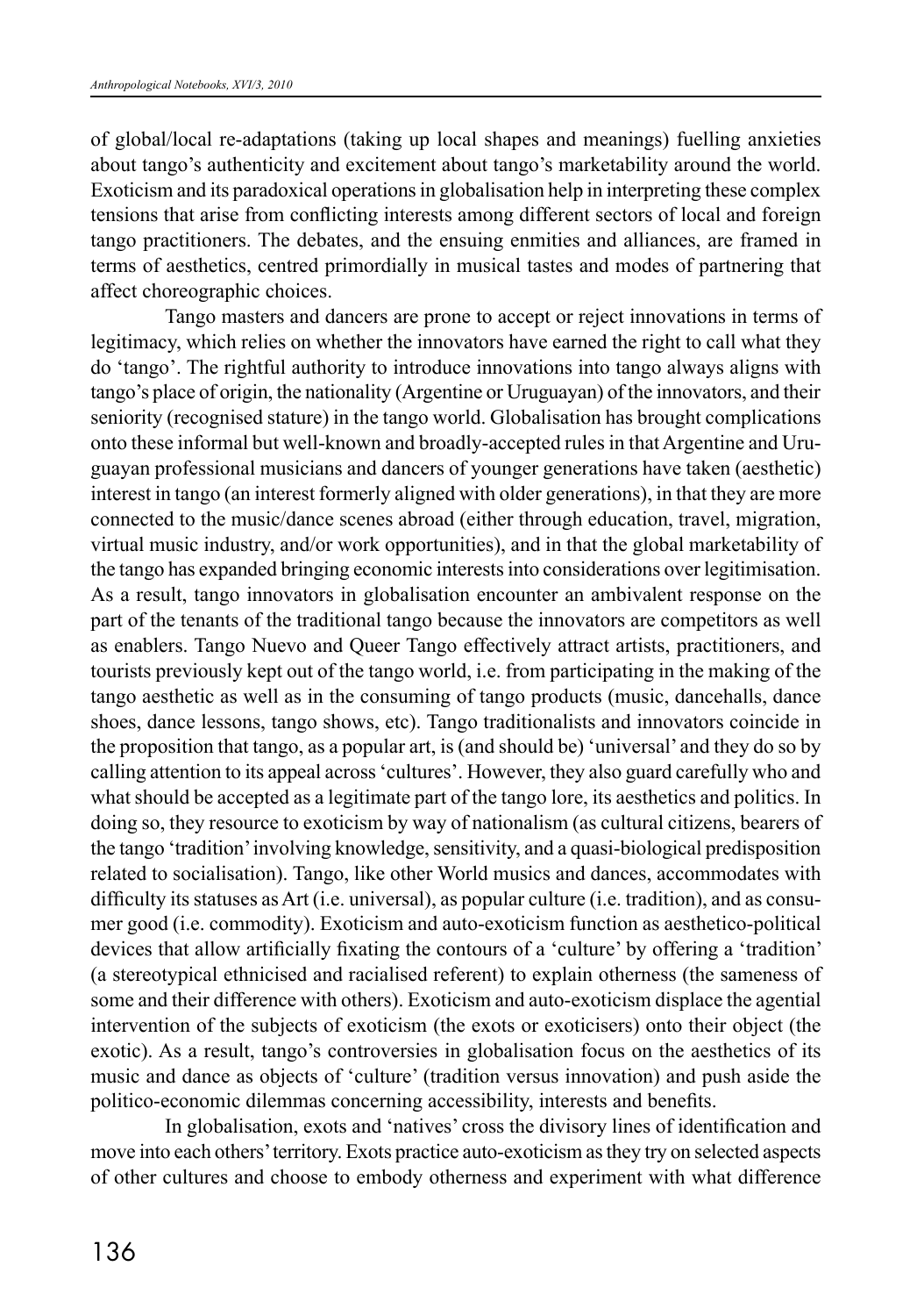of global/local re-adaptations (taking up local shapes and meanings) fuelling anxieties about tango's authenticity and excitement about tango's marketability around the world. Exoticism and its paradoxical operations in globalisation help in interpreting these complex tensions that arise from conflicting interests among different sectors of local and foreign tango practitioners. The debates, and the ensuing enmities and alliances, are framed in terms of aesthetics, centred primordially in musical tastes and modes of partnering that affect choreographic choices.

Tango masters and dancers are prone to accept or reject innovations in terms of legitimacy, which relies on whether the innovators have earned the right to call what they do 'tango'. The rightful authority to introduce innovations into tango always aligns with tango's place of origin, the nationality (Argentine or Uruguayan) of the innovators, and their seniority (recognised stature) in the tango world. Globalisation has brought complications onto these informal but well-known and broadly-accepted rules in that Argentine and Uruguayan professional musicians and dancers of younger generations have taken (aesthetic) interest in tango (an interest formerly aligned with older generations), in that they are more connected to the music/dance scenes abroad (either through education, travel, migration, virtual music industry, and/or work opportunities), and in that the global marketability of the tango has expanded bringing economic interests into considerations over legitimisation. As a result, tango innovators in globalisation encounter an ambivalent response on the part of the tenants of the traditional tango because the innovators are competitors as well as enablers. Tango Nuevo and Queer Tango effectively attract artists, practitioners, and tourists previously kept out of the tango world, i.e. from participating in the making of the tango aesthetic as well as in the consuming of tango products (music, dancehalls, dance shoes, dance lessons, tango shows, etc). Tango traditionalists and innovators coincide in the proposition that tango, as a popular art, is (and should be) 'universal' and they do so by calling attention to its appeal across 'cultures'. However, they also guard carefully who and what should be accepted as a legitimate part of the tango lore, its aesthetics and politics. In doing so, they resource to exoticism by way of nationalism (as cultural citizens, bearers of the tango 'tradition' involving knowledge, sensitivity, and a quasi-biological predisposition related to socialisation). Tango, like other World musics and dances, accommodates with difficulty its statuses as Art (i.e. universal), as popular culture (i.e. tradition), and as consumer good (i.e. commodity). Exoticism and auto-exoticism function as aesthetico-political devices that allow artificially fixating the contours of a 'culture' by offering a 'tradition' (a stereotypical ethnicised and racialised referent) to explain otherness (the sameness of some and their difference with others). Exoticism and auto-exoticism displace the agential intervention of the subjects of exoticism (the exots or exoticisers) onto their object (the exotic). As a result, tango's controversies in globalisation focus on the aesthetics of its music and dance as objects of 'culture' (tradition versus innovation) and push aside the politico-economic dilemmas concerning accessibility, interests and benefits.

In globalisation, exots and 'natives' cross the divisory lines of identification and move into each others' territory. Exots practice auto-exoticism as they try on selected aspects of other cultures and choose to embody otherness and experiment with what difference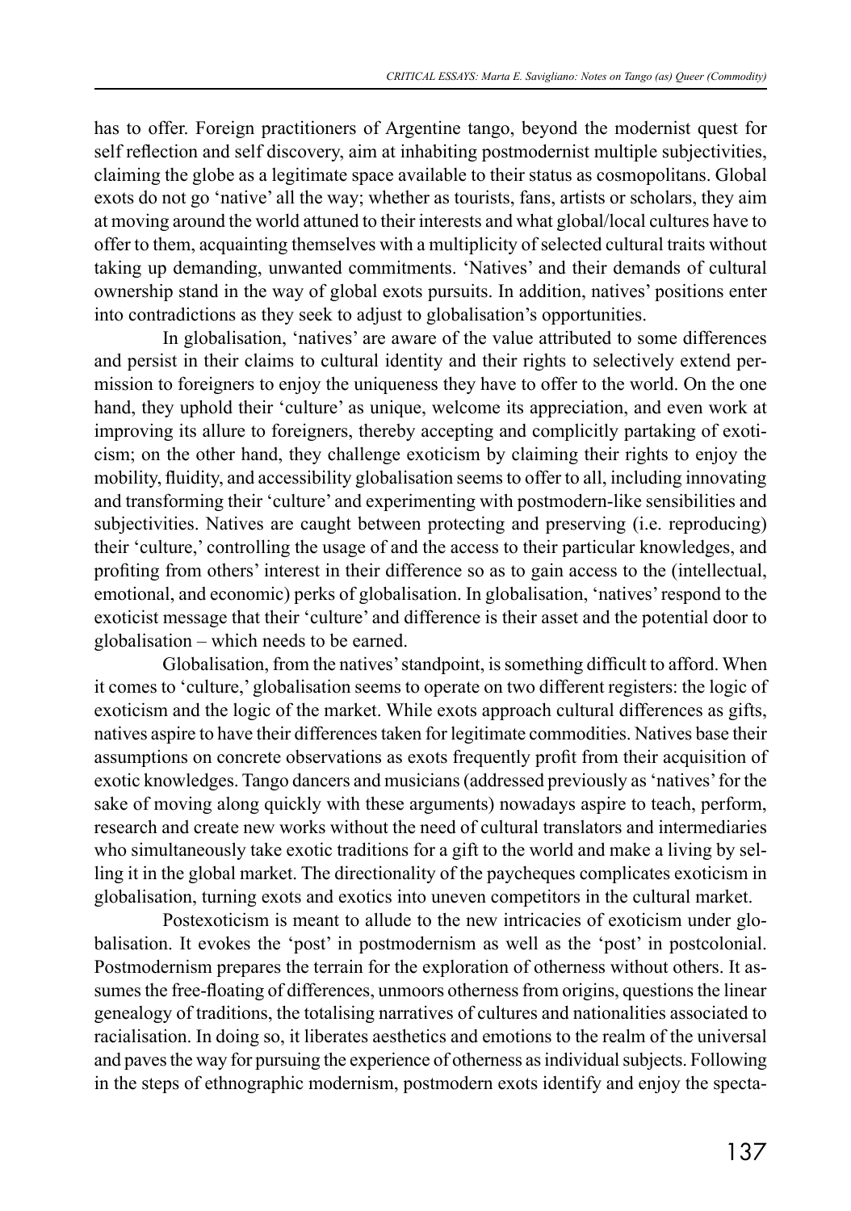has to offer. Foreign practitioners of Argentine tango, beyond the modernist quest for self reflection and self discovery, aim at inhabiting postmodernist multiple subjectivities, claiming the globe as a legitimate space available to their status as cosmopolitans. Global exots do not go 'native' all the way; whether as tourists, fans, artists or scholars, they aim at moving around the world attuned to their interests and what global/local cultures have to offer to them, acquainting themselves with a multiplicity of selected cultural traits without taking up demanding, unwanted commitments. 'Natives' and their demands of cultural ownership stand in the way of global exots pursuits. In addition, natives' positions enter into contradictions as they seek to adjust to globalisation's opportunities.

In globalisation, 'natives' are aware of the value attributed to some differences and persist in their claims to cultural identity and their rights to selectively extend permission to foreigners to enjoy the uniqueness they have to offer to the world. On the one hand, they uphold their 'culture' as unique, welcome its appreciation, and even work at improving its allure to foreigners, thereby accepting and complicitly partaking of exoticism; on the other hand, they challenge exoticism by claiming their rights to enjoy the mobility, fluidity, and accessibility globalisation seems to offer to all, including innovating and transforming their 'culture' and experimenting with postmodern-like sensibilities and subjectivities. Natives are caught between protecting and preserving (i.e. reproducing) their 'culture,' controlling the usage of and the access to their particular knowledges, and profiting from others' interest in their difference so as to gain access to the (intellectual, emotional, and economic) perks of globalisation. In globalisation, 'natives' respond to the exoticist message that their 'culture' and difference is their asset and the potential door to globalisation – which needs to be earned.

Globalisation, from the natives' standpoint, is something difficult to afford. When it comes to 'culture,' globalisation seems to operate on two different registers: the logic of exoticism and the logic of the market. While exots approach cultural differences as gifts, natives aspire to have their differences taken for legitimate commodities. Natives base their assumptions on concrete observations as exots frequently profit from their acquisition of exotic knowledges. Tango dancers and musicians (addressed previously as 'natives' for the sake of moving along quickly with these arguments) nowadays aspire to teach, perform, research and create new works without the need of cultural translators and intermediaries who simultaneously take exotic traditions for a gift to the world and make a living by selling it in the global market. The directionality of the paycheques complicates exoticism in globalisation, turning exots and exotics into uneven competitors in the cultural market.

Postexoticism is meant to allude to the new intricacies of exoticism under globalisation. It evokes the 'post' in postmodernism as well as the 'post' in postcolonial. Postmodernism prepares the terrain for the exploration of otherness without others. It assumes the free-floating of differences, unmoors otherness from origins, questions the linear genealogy of traditions, the totalising narratives of cultures and nationalities associated to racialisation. In doing so, it liberates aesthetics and emotions to the realm of the universal and paves the way for pursuing the experience of otherness as individual subjects. Following in the steps of ethnographic modernism, postmodern exots identify and enjoy the specta-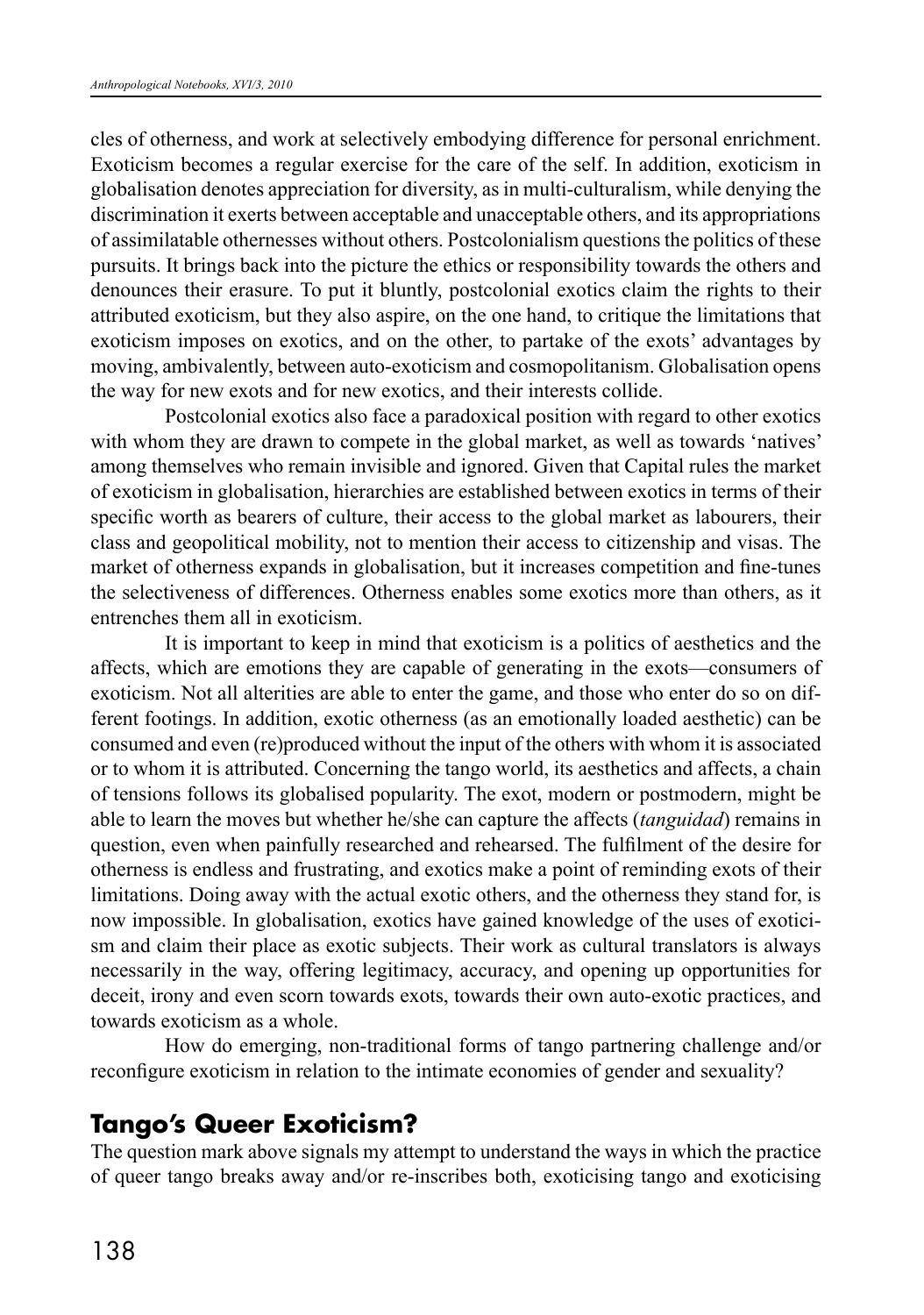cles of otherness, and work at selectively embodying difference for personal enrichment. Exoticism becomes a regular exercise for the care of the self. In addition, exoticism in globalisation denotes appreciation for diversity, as in multi-culturalism, while denying the discrimination it exerts between acceptable and unacceptable others, and its appropriations of assimilatable othernesses without others. Postcolonialism questions the politics of these pursuits. It brings back into the picture the ethics or responsibility towards the others and denounces their erasure. To put it bluntly, postcolonial exotics claim the rights to their attributed exoticism, but they also aspire, on the one hand, to critique the limitations that exoticism imposes on exotics, and on the other, to partake of the exots' advantages by moving, ambivalently, between auto-exoticism and cosmopolitanism. Globalisation opens the way for new exots and for new exotics, and their interests collide.

Postcolonial exotics also face a paradoxical position with regard to other exotics with whom they are drawn to compete in the global market, as well as towards 'natives' among themselves who remain invisible and ignored. Given that Capital rules the market of exoticism in globalisation, hierarchies are established between exotics in terms of their specific worth as bearers of culture, their access to the global market as labourers, their class and geopolitical mobility, not to mention their access to citizenship and visas. The market of otherness expands in globalisation, but it increases competition and fine-tunes the selectiveness of differences. Otherness enables some exotics more than others, as it entrenches them all in exoticism.

It is important to keep in mind that exoticism is a politics of aesthetics and the affects, which are emotions they are capable of generating in the exots—consumers of exoticism. Not all alterities are able to enter the game, and those who enter do so on different footings. In addition, exotic otherness (as an emotionally loaded aesthetic) can be consumed and even (re)produced without the input of the others with whom it is associated or to whom it is attributed. Concerning the tango world, its aesthetics and affects, a chain of tensions follows its globalised popularity. The exot, modern or postmodern, might be able to learn the moves but whether he/she can capture the affects (*tanguidad*) remains in question, even when painfully researched and rehearsed. The fulfilment of the desire for otherness is endless and frustrating, and exotics make a point of reminding exots of their limitations. Doing away with the actual exotic others, and the otherness they stand for, is now impossible. In globalisation, exotics have gained knowledge of the uses of exoticism and claim their place as exotic subjects. Their work as cultural translators is always necessarily in the way, offering legitimacy, accuracy, and opening up opportunities for deceit, irony and even scorn towards exots, towards their own auto-exotic practices, and towards exoticism as a whole.

How do emerging, non-traditional forms of tango partnering challenge and/or reconfigure exoticism in relation to the intimate economies of gender and sexuality?

## Tango's Queer Exoticism?

The question mark above signals my attempt to understand the ways in which the practice of queer tango breaks away and/or re-inscribes both, exoticising tango and exoticising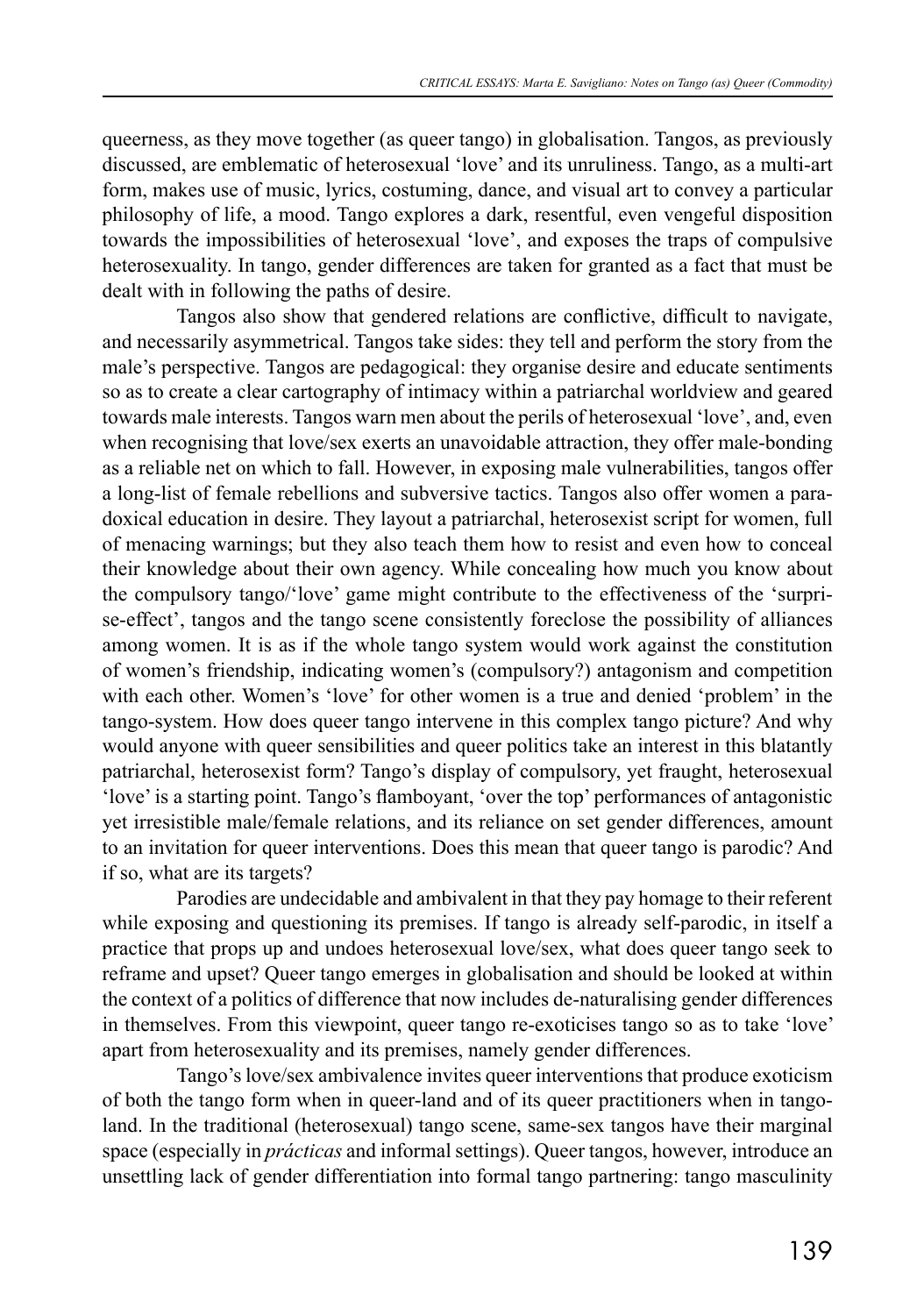queerness, as they move together (as queer tango) in globalisation. Tangos, as previously discussed, are emblematic of heterosexual 'love' and its unruliness. Tango, as a multi-art form, makes use of music, lyrics, costuming, dance, and visual art to convey a particular philosophy of life, a mood. Tango explores a dark, resentful, even vengeful disposition towards the impossibilities of heterosexual 'love', and exposes the traps of compulsive heterosexuality. In tango, gender differences are taken for granted as a fact that must be dealt with in following the paths of desire.

Tangos also show that gendered relations are conflictive, difficult to navigate, and necessarily asymmetrical. Tangos take sides: they tell and perform the story from the male's perspective. Tangos are pedagogical: they organise desire and educate sentiments so as to create a clear cartography of intimacy within a patriarchal worldview and geared towards male interests. Tangos warn men about the perils of heterosexual 'love', and, even when recognising that love/sex exerts an unavoidable attraction, they offer male-bonding as a reliable net on which to fall. However, in exposing male vulnerabilities, tangos offer a long-list of female rebellions and subversive tactics. Tangos also offer women a paradoxical education in desire. They layout a patriarchal, heterosexist script for women, full of menacing warnings; but they also teach them how to resist and even how to conceal their knowledge about their own agency. While concealing how much you know about the compulsory tango/'love' game might contribute to the effectiveness of the 'surprise-effect', tangos and the tango scene consistently foreclose the possibility of alliances among women. It is as if the whole tango system would work against the constitution of women's friendship, indicating women's (compulsory?) antagonism and competition with each other. Women's 'love' for other women is a true and denied 'problem' in the tango-system. How does queer tango intervene in this complex tango picture? And why would anyone with queer sensibilities and queer politics take an interest in this blatantly patriarchal, heterosexist form? Tango's display of compulsory, yet fraught, heterosexual 'love' is a starting point. Tango's flamboyant, 'over the top' performances of antagonistic yet irresistible male/female relations, and its reliance on set gender differences, amount to an invitation for queer interventions. Does this mean that queer tango is parodic? And if so, what are its targets?

Parodies are undecidable and ambivalent in that they pay homage to their referent while exposing and questioning its premises. If tango is already self-parodic, in itself a practice that props up and undoes heterosexual love/sex, what does queer tango seek to reframe and upset? Queer tango emerges in globalisation and should be looked at within the context of a politics of difference that now includes de-naturalising gender differences in themselves. From this viewpoint, queer tango re-exoticises tango so as to take 'love' apart from heterosexuality and its premises, namely gender differences.

Tango's love/sex ambivalence invites queer interventions that produce exoticism of both the tango form when in queer-land and of its queer practitioners when in tango-land. In the traditional (heterosexual) tango scene, same-sex tangos have their marginal space (especially in *prácticas* and informal settings). Queer tangos, however, introduce an unsettling lack of gender differentiation into formal tango partnering: tango masculinity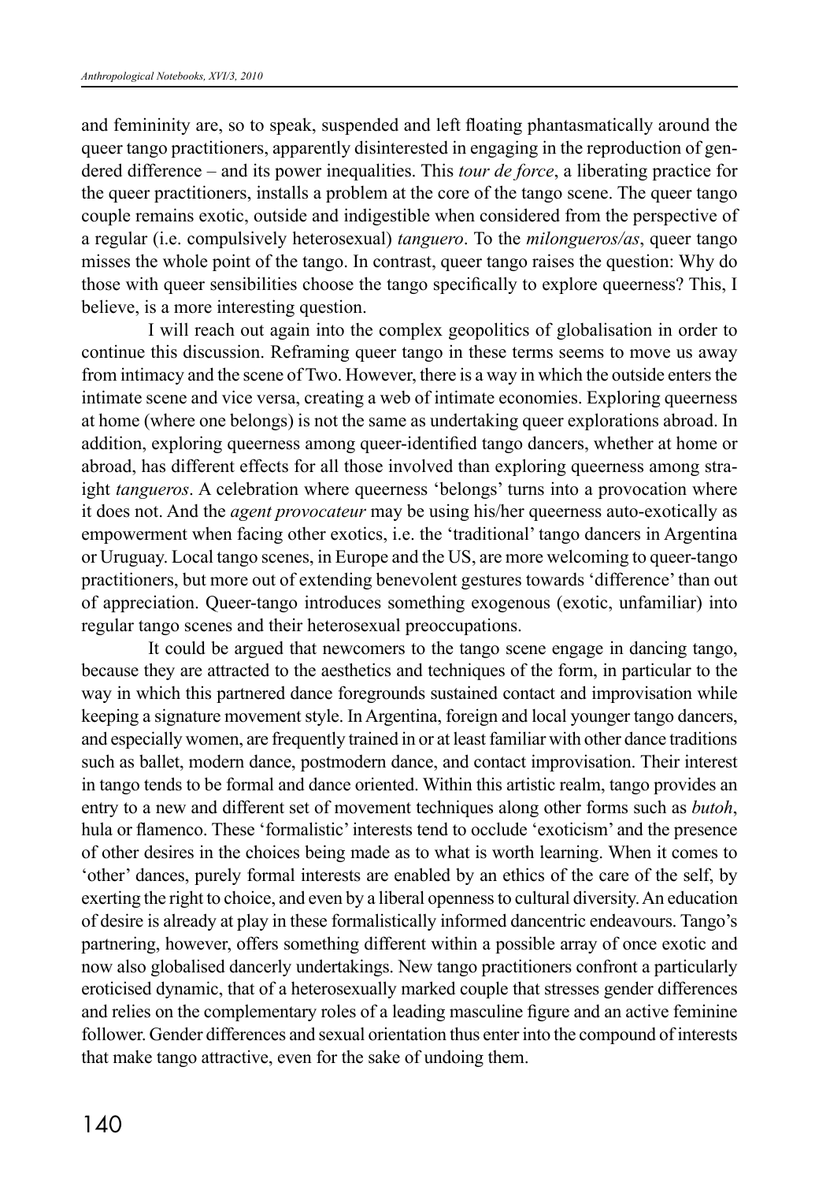and femininity are, so to speak, suspended and left floating phantasmatically around the queer tango practitioners, apparently disinterested in engaging in the reproduction of gendered difference – and its power inequalities. This *tour de force*, a liberating practice for the queer practitioners, installs a problem at the core of the tango scene. The queer tango couple remains exotic, outside and indigestible when considered from the perspective of a regular (i.e. compulsively heterosexual) *tanguero*. To the *milongueros/as*, queer tango misses the whole point of the tango. In contrast, queer tango raises the question: Why do those with queer sensibilities choose the tango specifically to explore queerness? This, I believe, is a more interesting question.

I will reach out again into the complex geopolitics of globalisation in order to continue this discussion. Reframing queer tango in these terms seems to move us away from intimacy and the scene of Two. However, there is a way in which the outside enters the intimate scene and vice versa, creating a web of intimate economies. Exploring queerness at home (where one belongs) is not the same as undertaking queer explorations abroad. In addition, exploring queerness among queer-identified tango dancers, whether at home or abroad, has different effects for all those involved than exploring queerness among straight *tangueros*. A celebration where queerness 'belongs' turns into a provocation where it does not. And the *agent provocateur* may be using his/her queerness auto-exotically as empowerment when facing other exotics, i.e. the 'traditional' tango dancers in Argentina or Uruguay. Local tango scenes, in Europe and the US, are more welcoming to queer-tango practitioners, but more out of extending benevolent gestures towards 'difference' than out of appreciation. Queer-tango introduces something exogenous (exotic, unfamiliar) into regular tango scenes and their heterosexual preoccupations.

It could be argued that newcomers to the tango scene engage in dancing tango, because they are attracted to the aesthetics and techniques of the form, in particular to the way in which this partnered dance foregrounds sustained contact and improvisation while keeping a signature movement style. In Argentina, foreign and local younger tango dancers, and especially women, are frequently trained in or at least familiar with other dance traditions such as ballet, modern dance, postmodern dance, and contact improvisation. Their interest in tango tends to be formal and dance oriented. Within this artistic realm, tango provides an entry to a new and different set of movement techniques along other forms such as *butoh*, hula or flamenco. These 'formalistic' interests tend to occlude 'exoticism' and the presence of other desires in the choices being made as to what is worth learning. When it comes to 'other' dances, purely formal interests are enabled by an ethics of the care of the self, by exerting the right to choice, and even by a liberal openness to cultural diversity. An education of desire is already at play in these formalistically informed dancentric endeavours. Tango's partnering, however, offers something different within a possible array of once exotic and now also globalised dancerly undertakings. New tango practitioners confront a particularly eroticised dynamic, that of a heterosexually marked couple that stresses gender differences and relies on the complementary roles of a leading masculine figure and an active feminine follower. Gender differences and sexual orientation thus enter into the compound of interests that make tango attractive, even for the sake of undoing them.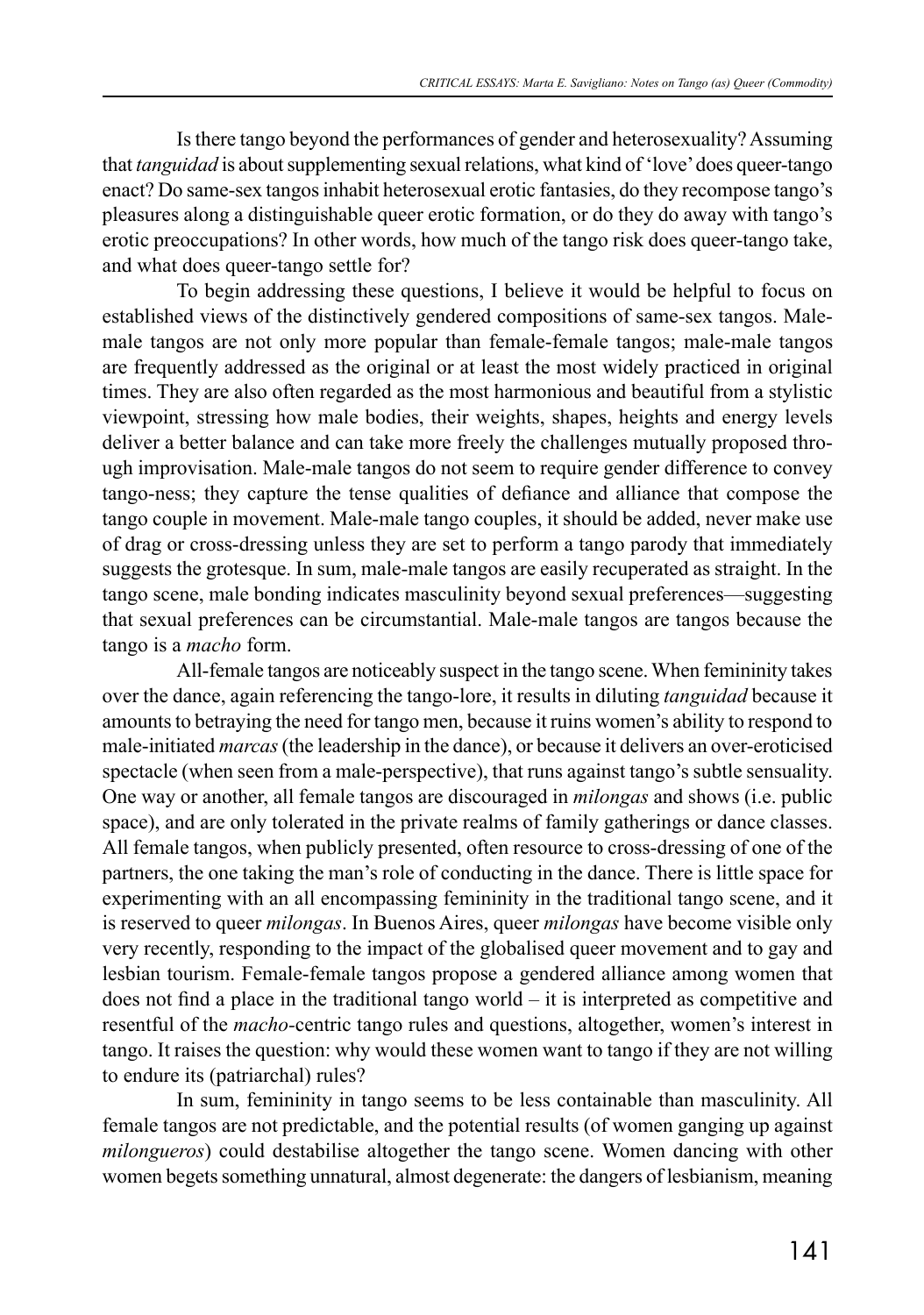Is there tango beyond the performances of gender and heterosexuality? Assuming that *tanguidad* is about supplementing sexual relations, what kind of 'love' does queer-tango enact? Do same-sex tangos inhabit heterosexual erotic fantasies, do they recompose tango's pleasures along a distinguishable queer erotic formation, or do they do away with tango's erotic preoccupations? In other words, how much of the tango risk does queer-tango take, and what does queer-tango settle for?

To begin addressing these questions, I believe it would be helpful to focus on established views of the distinctively gendered compositions of same-sex tangos. Male-male tangos are not only more popular than female-female tangos; male-male tangos are frequently addressed as the original or at least the most widely practiced in original times. They are also often regarded as the most harmonious and beautiful from a stylistic viewpoint, stressing how male bodies, their weights, shapes, heights and energy levels deliver a better balance and can take more freely the challenges mutually proposed through improvisation. Male-male tangos do not seem to require gender difference to convey tango-ness; they capture the tense qualities of defiance and alliance that compose the tango couple in movement. Male-male tango couples, it should be added, never make use of drag or cross-dressing unless they are set to perform a tango parody that immediately suggests the grotesque. In sum, male-male tangos are easily recuperated as straight. In the tango scene, male bonding indicates masculinity beyond sexual preferences—suggesting that sexual preferences can be circumstantial. Male-male tangos are tangos because the tango is a *macho* form.

All-female tangos are noticeably suspect in the tango scene. When femininity takes over the dance, again referencing the tango-lore, it results in diluting *tanguidad* because it amounts to betraying the need for tango men, because it ruins women's ability to respond to male-initiated *marcas* (the leadership in the dance), or because it delivers an over-eroticised spectacle (when seen from a male-perspective), that runs against tango's subtle sensuality. One way or another, all female tangos are discouraged in *milongas* and shows (i.e. public space), and are only tolerated in the private realms of family gatherings or dance classes. All female tangos, when publicly presented, often resource to cross-dressing of one of the partners, the one taking the man's role of conducting in the dance. There is little space for experimenting with an all encompassing femininity in the traditional tango scene, and it is reserved to queer *milongas*. In Buenos Aires, queer *milongas* have become visible only very recently, responding to the impact of the globalised queer movement and to gay and lesbian tourism. Female-female tangos propose a gendered alliance among women that does not find a place in the traditional tango world – it is interpreted as competitive and resentful of the *macho*-centric tango rules and questions, altogether, women's interest in tango. It raises the question: why would these women want to tango if they are not willing to endure its (patriarchal) rules?

In sum, femininity in tango seems to be less containable than masculinity. All female tangos are not predictable, and the potential results (of women ganging up against *milongueros*) could destabilise altogether the tango scene. Women dancing with other women begets something unnatural, almost degenerate: the dangers of lesbianism, meaning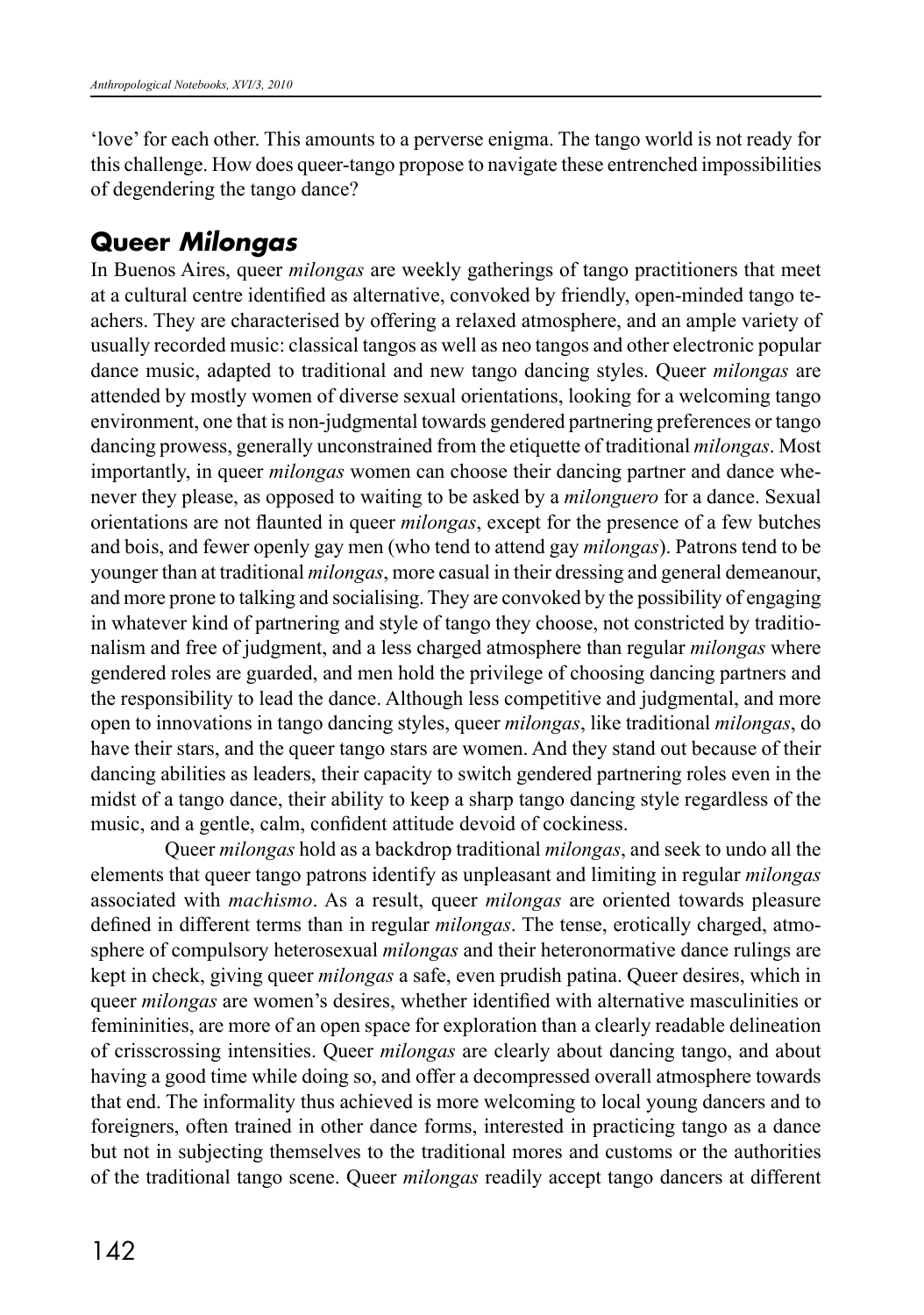'love' for each other. This amounts to a perverse enigma. The tango world is not ready for this challenge. How does queer-tango propose to navigate these entrenched impossibilities of degendering the tango dance?

## Queer *Milongas*

In Buenos Aires, queer *milongas* are weekly gatherings of tango practitioners that meet at a cultural centre identified as alternative, convoked by friendly, open-minded tango teachers. They are characterised by offering a relaxed atmosphere, and an ample variety of usually recorded music: classical tangos as well as neo tangos and other electronic popular dance music, adapted to traditional and new tango dancing styles. Queer *milongas* are attended by mostly women of diverse sexual orientations, looking for a welcoming tango environment, one that is non-judgmental towards gendered partnering preferences or tango dancing prowess, generally unconstrained from the etiquette of traditional *milongas*. Most importantly, in queer *milongas* women can choose their dancing partner and dance whenever they please, as opposed to waiting to be asked by a *milonguero* for a dance. Sexual orientations are not flaunted in queer *milongas*, except for the presence of a few butches and bois, and fewer openly gay men (who tend to attend gay *milongas*). Patrons tend to be younger than at traditional *milongas*, more casual in their dressing and general demeanour, and more prone to talking and socialising. They are convoked by the possibility of engaging in whatever kind of partnering and style of tango they choose, not constricted by traditionalism and free of judgment, and a less charged atmosphere than regular *milongas* where gendered roles are guarded, and men hold the privilege of choosing dancing partners and the responsibility to lead the dance. Although less competitive and judgmental, and more open to innovations in tango dancing styles, queer *milongas*, like traditional *milongas*, do have their stars, and the queer tango stars are women. And they stand out because of their dancing abilities as leaders, their capacity to switch gendered partnering roles even in the midst of a tango dance, their ability to keep a sharp tango dancing style regardless of the music, and a gentle, calm, confident attitude devoid of cockiness.

Queer *milongas* hold as a backdrop traditional *milongas*, and seek to undo all the elements that queer tango patrons identify as unpleasant and limiting in regular *milongas* associated with *machismo*. As a result, queer *milongas* are oriented towards pleasure defined in different terms than in regular *milongas*. The tense, erotically charged, atmosphere of compulsory heterosexual *milongas* and their heteronormative dance rulings are kept in check, giving queer *milongas* a safe, even prudish patina. Queer desires, which in queer *milongas* are women's desires, whether identified with alternative masculinities or femininities, are more of an open space for exploration than a clearly readable delineation of crisscrossing intensities. Queer *milongas* are clearly about dancing tango, and about having a good time while doing so, and offer a decompressed overall atmosphere towards that end. The informality thus achieved is more welcoming to local young dancers and to foreigners, often trained in other dance forms, interested in practicing tango as a dance but not in subjecting themselves to the traditional mores and customs or the authorities of the traditional tango scene. Queer *milongas* readily accept tango dancers at different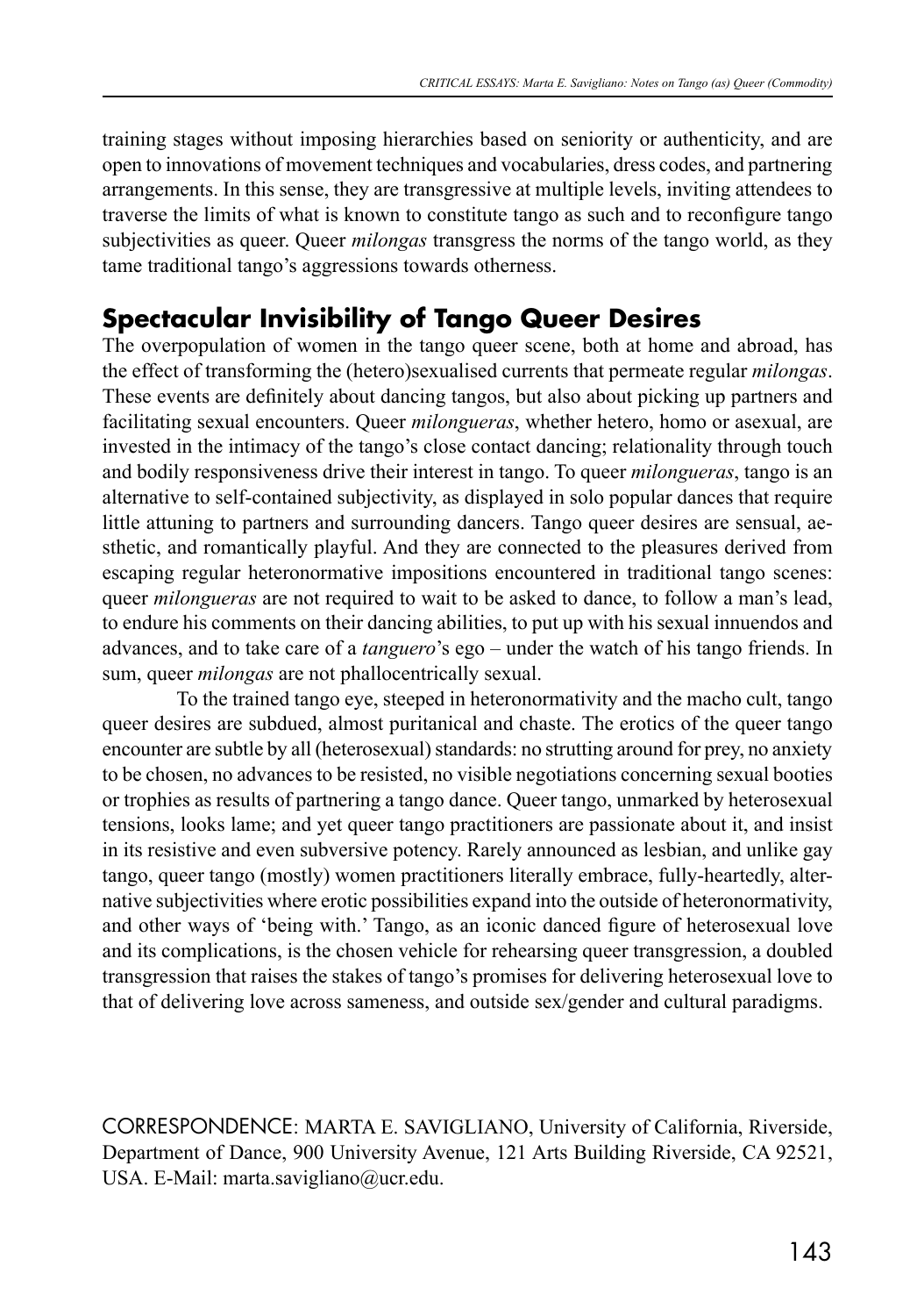training stages without imposing hierarchies based on seniority or authenticity, and are open to innovations of movement techniques and vocabularies, dress codes, and partnering arrangements. In this sense, they are transgressive at multiple levels, inviting attendees to traverse the limits of what is known to constitute tango as such and to reconfigure tango subjectivities as queer. Queer *milongas* transgress the norms of the tango world, as they tame traditional tango's aggressions towards otherness.

## Spectacular Invisibility of Tango Queer Desires

The overpopulation of women in the tango queer scene, both at home and abroad, has the effect of transforming the (hetero)sexualised currents that permeate regular *milongas*. These events are definitely about dancing tangos, but also about picking up partners and facilitating sexual encounters. Queer *milongueras*, whether hetero, homo or asexual, are invested in the intimacy of the tango's close contact dancing; relationality through touch and bodily responsiveness drive their interest in tango. To queer *milongueras*, tango is an alternative to self-contained subjectivity, as displayed in solo popular dances that require little attuning to partners and surrounding dancers. Tango queer desires are sensual, aesthetic, and romantically playful. And they are connected to the pleasures derived from escaping regular heteronormative impositions encountered in traditional tango scenes: queer *milongueras* are not required to wait to be asked to dance, to follow a man's lead, to endure his comments on their dancing abilities, to put up with his sexual innuendos and advances, and to take care of a *tanguero*'s ego – under the watch of his tango friends. In sum, queer *milongas* are not phallocentrically sexual.

To the trained tango eye, steeped in heteronormativity and the macho cult, tango queer desires are subdued, almost puritanical and chaste. The erotics of the queer tango encounter are subtle by all (heterosexual) standards: no strutting around for prey, no anxiety to be chosen, no advances to be resisted, no visible negotiations concerning sexual booties or trophies as results of partnering a tango dance. Queer tango, unmarked by heterosexual tensions, looks lame; and yet queer tango practitioners are passionate about it, and insist in its resistive and even subversive potency. Rarely announced as lesbian, and unlike gay tango, queer tango (mostly) women practitioners literally embrace, fully-heartedly, alternative subjectivities where erotic possibilities expand into the outside of heteronormativity, and other ways of 'being with.' Tango, as an iconic danced figure of heterosexual love and its complications, is the chosen vehicle for rehearsing queer transgression, a doubled transgression that raises the stakes of tango's promises for delivering heterosexual love to that of delivering love across sameness, and outside sex/gender and cultural paradigms.

CORRESPONDENCE: MARTA E. SAVIGLIANO, University of California, Riverside, Department of Dance, 900 University Avenue, 121 Arts Building Riverside, CA 92521, USA. E-Mail: marta.savigliano@ucr.edu.